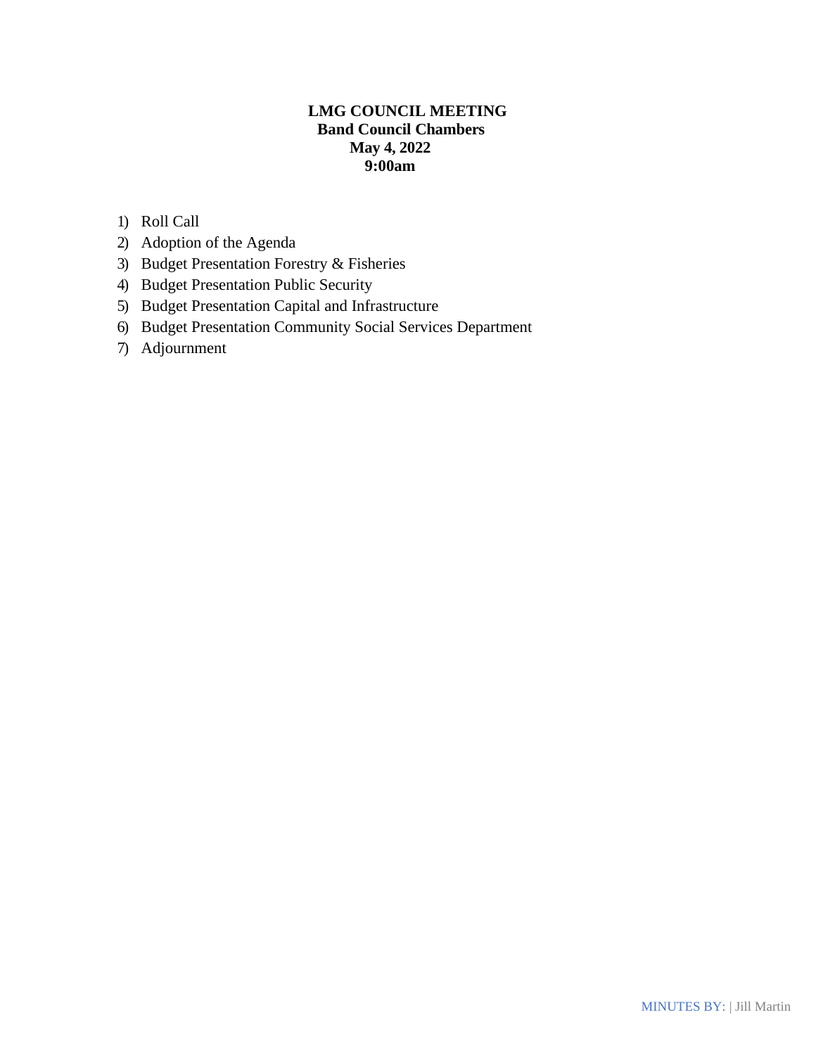**LMG COUNCIL MEETING**
**Band Council Chambers**
**May 4, 2022**
**9:00am**

1) Roll Call
2) Adoption of the Agenda
3) Budget Presentation Forestry & Fisheries
4) Budget Presentation Public Security
5) Budget Presentation Capital and Infrastructure
6) Budget Presentation Community Social Services Department
7) Adjournment

MINUTES BY: | Jill Martin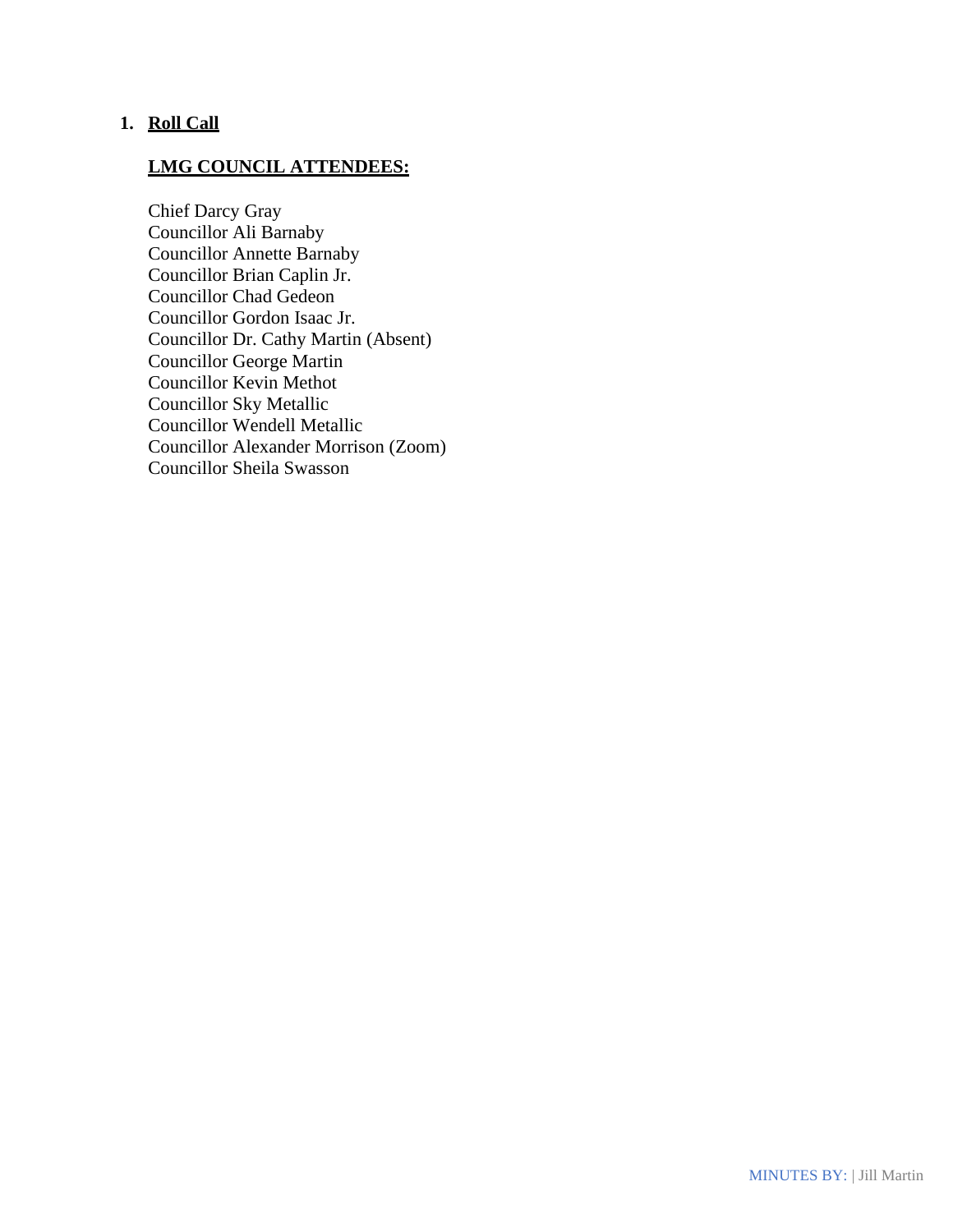1. **Roll Call**

**LMG COUNCIL ATTENDEES:**

Chief Darcy Gray
Councillor Ali Barnaby
Councillor Annette Barnaby
Councillor Brian Caplin Jr.
Councillor Chad Gedeon
Councillor Gordon Isaac Jr.
Councillor Dr. Cathy Martin (Absent)
Councillor George Martin
Councillor Kevin Methot
Councillor Sky Metallic
Councillor Wendell Metallic
Councillor Alexander Morrison (Zoom)
Councillor Sheila Swasson

MINUTES BY: | Jill Martin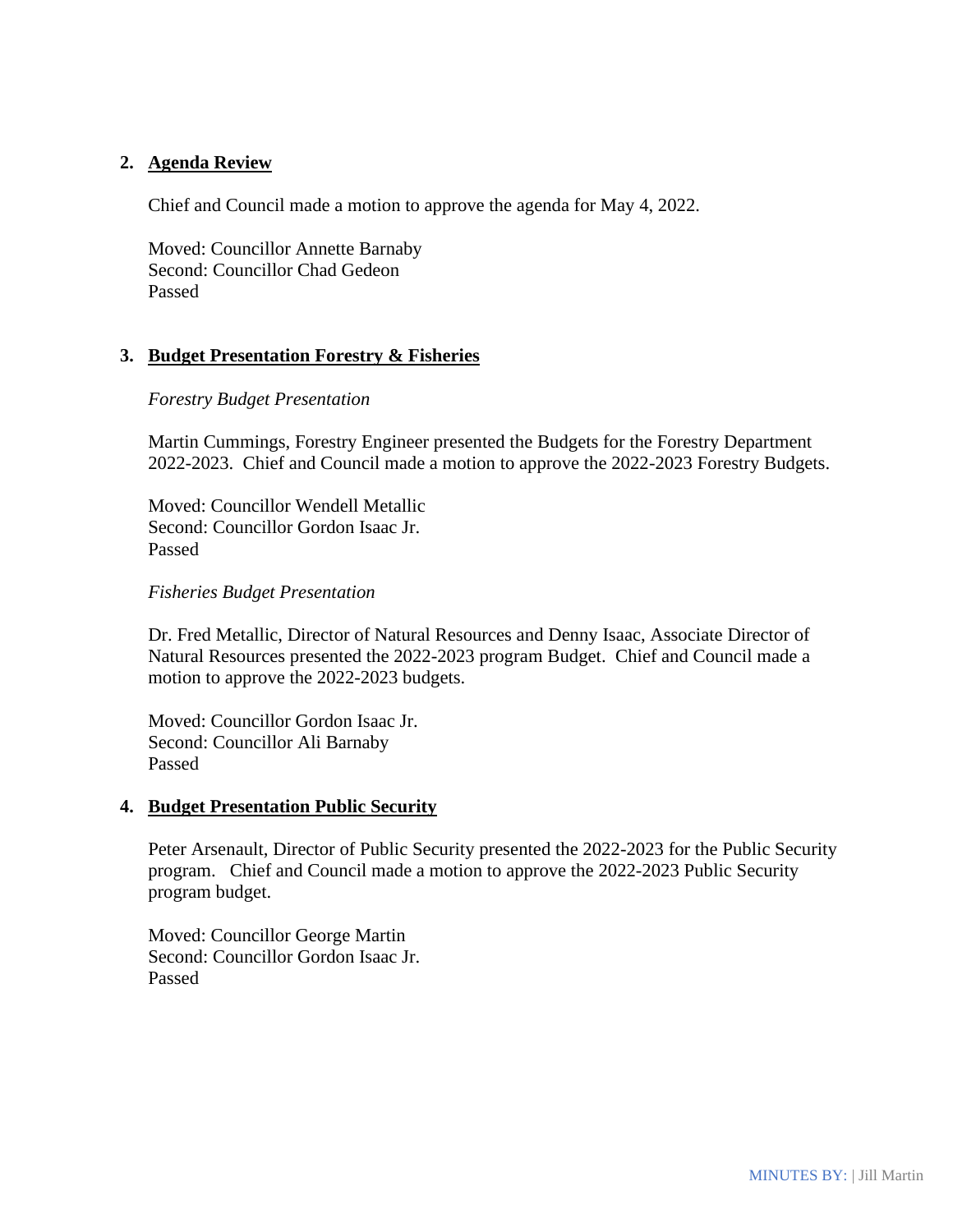**2. Agenda Review**

Chief and Council made a motion to approve the agenda for May 4, 2022.

Moved: Councillor Annette Barnaby
Second: Councillor Chad Gedeon
Passed

**3. Budget Presentation Forestry & Fisheries**

*Forestry Budget Presentation*

Martin Cummings, Forestry Engineer presented the Budgets for the Forestry Department 2022-2023. Chief and Council made a motion to approve the 2022-2023 Forestry Budgets.

Moved: Councillor Wendell Metallic
Second: Councillor Gordon Isaac Jr.
Passed

*Fisheries Budget Presentation*

Dr. Fred Metallic, Director of Natural Resources and Denny Isaac, Associate Director of Natural Resources presented the 2022-2023 program Budget. Chief and Council made a motion to approve the 2022-2023 budgets.

Moved: Councillor Gordon Isaac Jr.
Second: Councillor Ali Barnaby
Passed

**4. Budget Presentation Public Security**

Peter Arsenault, Director of Public Security presented the 2022-2023 for the Public Security program. Chief and Council made a motion to approve the 2022-2023 Public Security program budget.

Moved: Councillor George Martin
Second: Councillor Gordon Isaac Jr.
Passed

MINUTES BY: | Jill Martin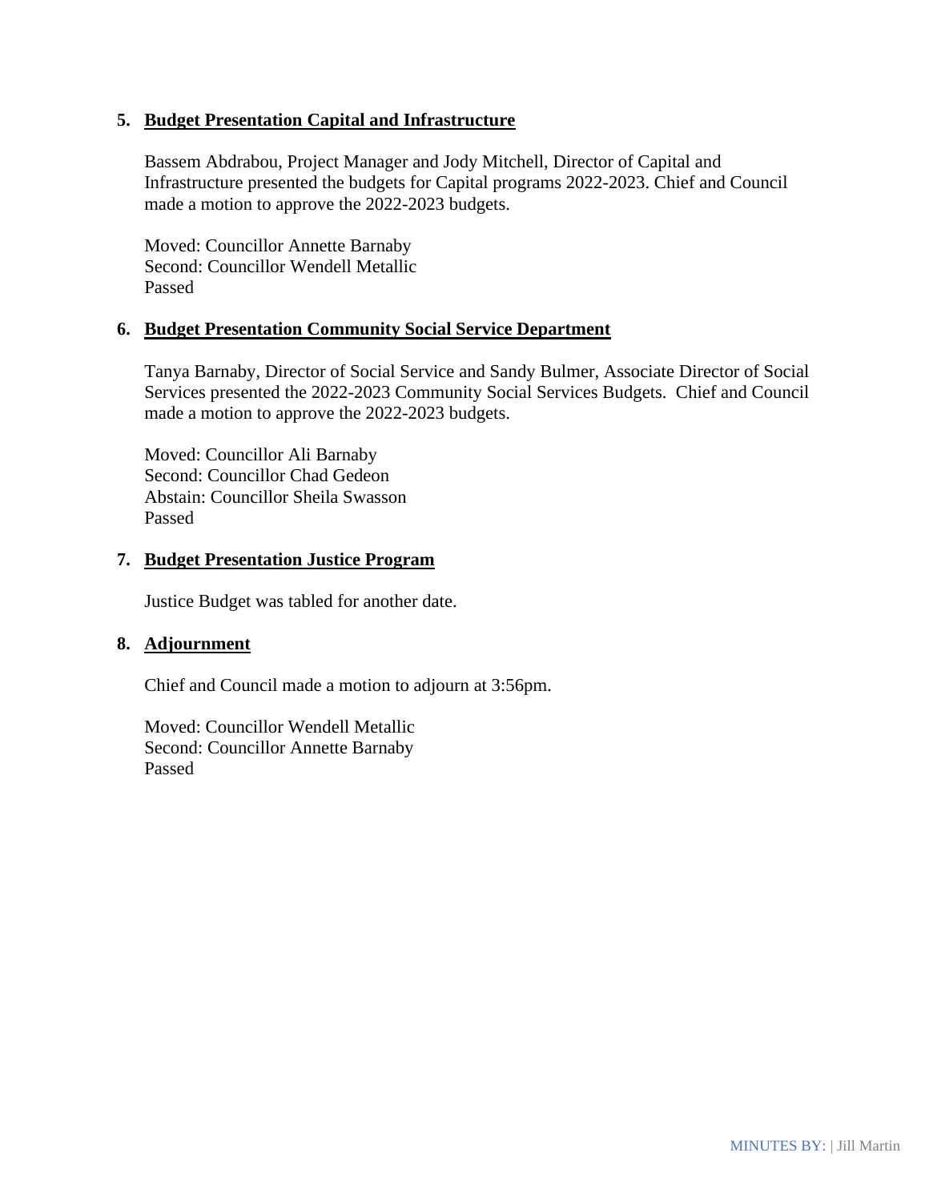5. **Budget Presentation Capital and Infrastructure**

   Bassem Abdrabou, Project Manager and Jody Mitchell, Director of Capital and Infrastructure presented the budgets for Capital programs 2022-2023. Chief and Council made a motion to approve the 2022-2023 budgets.

   Moved: Councillor Annette Barnaby
   Second: Councillor Wendell Metallic
   Passed

6. **Budget Presentation Community Social Service Department**

   Tanya Barnaby, Director of Social Service and Sandy Bulmer, Associate Director of Social Services presented the 2022-2023 Community Social Services Budgets. Chief and Council made a motion to approve the 2022-2023 budgets.

   Moved: Councillor Ali Barnaby
   Second: Councillor Chad Gedeon
   Abstain: Councillor Sheila Swasson
   Passed

7. **Budget Presentation Justice Program**

   Justice Budget was tabled for another date.

8. **Adjournment**

   Chief and Council made a motion to adjourn at 3:56pm.

   Moved: Councillor Wendell Metallic
   Second: Councillor Annette Barnaby
   Passed

MINUTES BY: | Jill Martin